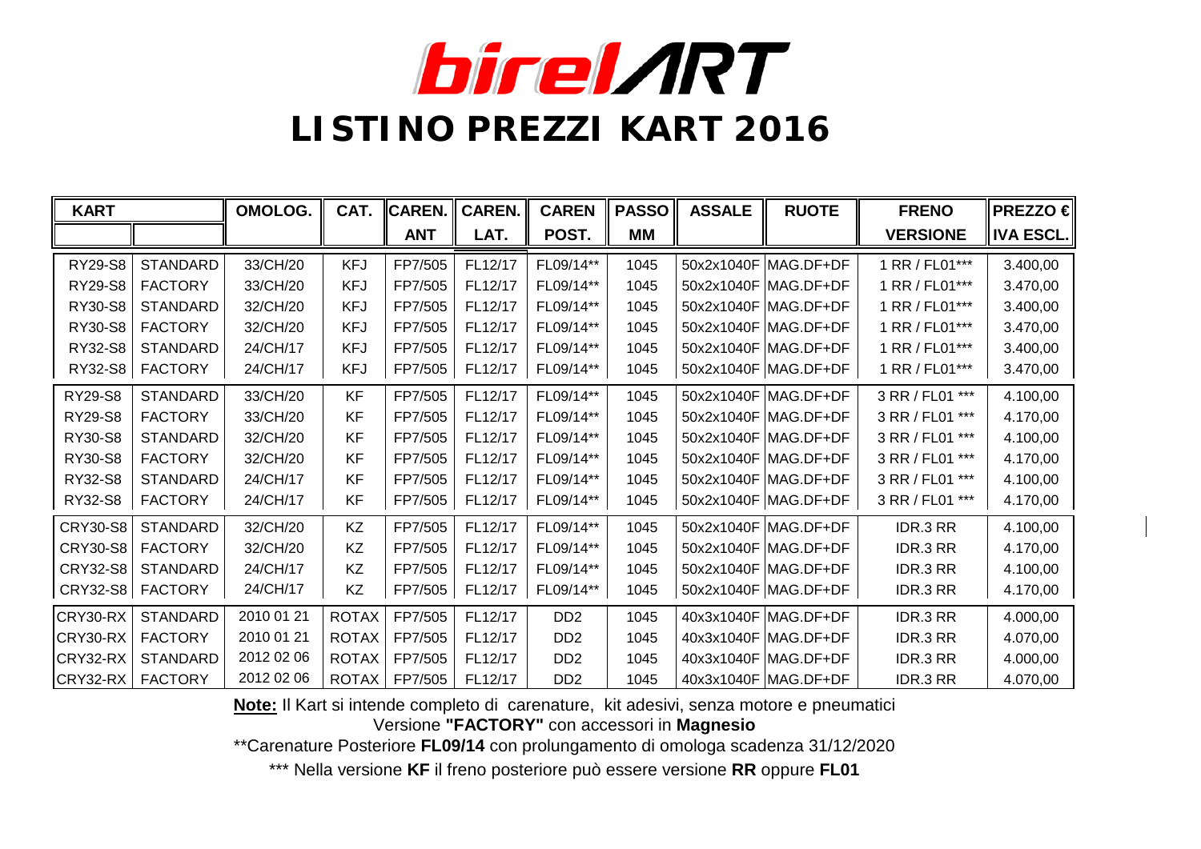# birelART

## LISTINO PREZZI KART 2016

| KART | | OMOLOG. | CAT. | CAREN. ANT | CAREN. LAT. | CAREN POST. | PASSO MM | ASSALE | RUOTE | FRENO VERSIONE | PREZZO € IVA ESCL. |
|---|---|---|---|---|---|---|---|---|---|---|---|
| RY29-S8 | STANDARD | 33/CH/20 | KFJ | FP7/505 | FL12/17 | FL09/14** | 1045 | 50x2x1040F | MAG.DF+DF | 1 RR / FL01*** | 3.400,00 |
| RY29-S8 | FACTORY | 33/CH/20 | KFJ | FP7/505 | FL12/17 | FL09/14** | 1045 | 50x2x1040F | MAG.DF+DF | 1 RR / FL01*** | 3.470,00 |
| RY30-S8 | STANDARD | 32/CH/20 | KFJ | FP7/505 | FL12/17 | FL09/14** | 1045 | 50x2x1040F | MAG.DF+DF | 1 RR / FL01*** | 3.400,00 |
| RY30-S8 | FACTORY | 32/CH/20 | KFJ | FP7/505 | FL12/17 | FL09/14** | 1045 | 50x2x1040F | MAG.DF+DF | 1 RR / FL01*** | 3.470,00 |
| RY32-S8 | STANDARD | 24/CH/17 | KFJ | FP7/505 | FL12/17 | FL09/14** | 1045 | 50x2x1040F | MAG.DF+DF | 1 RR / FL01*** | 3.400,00 |
| RY32-S8 | FACTORY | 24/CH/17 | KFJ | FP7/505 | FL12/17 | FL09/14** | 1045 | 50x2x1040F | MAG.DF+DF | 1 RR / FL01*** | 3.470,00 |
| RY29-S8 | STANDARD | 33/CH/20 | KF | FP7/505 | FL12/17 | FL09/14** | 1045 | 50x2x1040F | MAG.DF+DF | 3 RR / FL01 *** | 4.100,00 |
| RY29-S8 | FACTORY | 33/CH/20 | KF | FP7/505 | FL12/17 | FL09/14** | 1045 | 50x2x1040F | MAG.DF+DF | 3 RR / FL01 *** | 4.170,00 |
| RY30-S8 | STANDARD | 32/CH/20 | KF | FP7/505 | FL12/17 | FL09/14** | 1045 | 50x2x1040F | MAG.DF+DF | 3 RR / FL01 *** | 4.100,00 |
| RY30-S8 | FACTORY | 32/CH/20 | KF | FP7/505 | FL12/17 | FL09/14** | 1045 | 50x2x1040F | MAG.DF+DF | 3 RR / FL01 *** | 4.170,00 |
| RY32-S8 | STANDARD | 24/CH/17 | KF | FP7/505 | FL12/17 | FL09/14** | 1045 | 50x2x1040F | MAG.DF+DF | 3 RR / FL01 *** | 4.100,00 |
| RY32-S8 | FACTORY | 24/CH/17 | KF | FP7/505 | FL12/17 | FL09/14** | 1045 | 50x2x1040F | MAG.DF+DF | 3 RR / FL01 *** | 4.170,00 |
| CRY30-S8 | STANDARD | 32/CH/20 | KZ | FP7/505 | FL12/17 | FL09/14** | 1045 | 50x2x1040F | MAG.DF+DF | IDR.3 RR | 4.100,00 |
| CRY30-S8 | FACTORY | 32/CH/20 | KZ | FP7/505 | FL12/17 | FL09/14** | 1045 | 50x2x1040F | MAG.DF+DF | IDR.3 RR | 4.170,00 |
| CRY32-S8 | STANDARD | 24/CH/17 | KZ | FP7/505 | FL12/17 | FL09/14** | 1045 | 50x2x1040F | MAG.DF+DF | IDR.3 RR | 4.100,00 |
| CRY32-S8 | FACTORY | 24/CH/17 | KZ | FP7/505 | FL12/17 | FL09/14** | 1045 | 50x2x1040F | MAG.DF+DF | IDR.3 RR | 4.170,00 |
| CRY30-RX | STANDARD | 2010 01 21 | ROTAX | FP7/505 | FL12/17 | DD2 | 1045 | 40x3x1040F | MAG.DF+DF | IDR.3 RR | 4.000,00 |
| CRY30-RX | FACTORY | 2010 01 21 | ROTAX | FP7/505 | FL12/17 | DD2 | 1045 | 40x3x1040F | MAG.DF+DF | IDR.3 RR | 4.070,00 |
| CRY32-RX | STANDARD | 2012 02 06 | ROTAX | FP7/505 | FL12/17 | DD2 | 1045 | 40x3x1040F | MAG.DF+DF | IDR.3 RR | 4.000,00 |
| CRY32-RX | FACTORY | 2012 02 06 | ROTAX | FP7/505 | FL12/17 | DD2 | 1045 | 40x3x1040F | MAG.DF+DF | IDR.3 RR | 4.070,00 |

**Note:** Il Kart si intende completo di carenature, kit adesivi, senza motore e pneumatici

Versione **"FACTORY"** con accessori in **Magnesio**

**Carenature Posteriore **FL09/14** con prolungamento di omologa scadenza 31/12/2020

*** Nella versione **KF** il freno posteriore può essere versione **RR** oppure **FL01**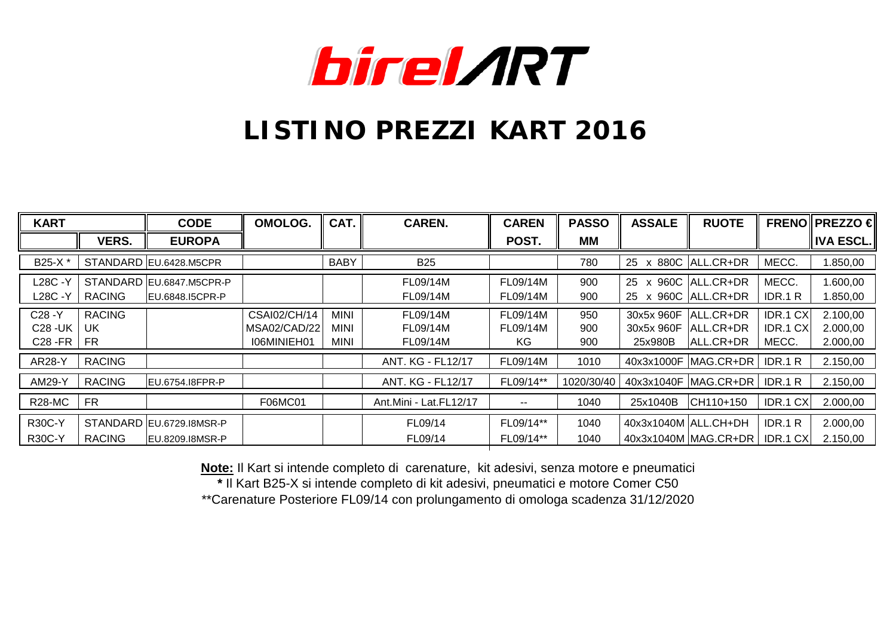# birelART

## LISTINO PREZZI KART 2016

| KART | | CODE | OMOLOG. | CAT. | CAREN. | CAREN | PASSO | ASSALE | RUOTE | FRENO | PREZZO € |
|---|---|---|---|---|---|---|---|---|---|---|---|
| | VERS. | EUROPA | | | | POST. | MM | | | | IVA ESCL. |
| B25-X * | STANDARD | EU.6428.M5CPR | | BABY | B25 | | 780 | 25 x 880C | ALL.CR+DR | MECC. | 1.850,00 |
| L28C -Y | STANDARD | EU.6847.M5CPR-P | | | FL09/14M | FL09/14M | 900 | 25 x 960C | ALL.CR+DR | MECC. | 1.600,00 |
| L28C -Y | RACING | EU.6848.I5CPR-P | | | FL09/14M | FL09/14M | 900 | 25 x 960C | ALL.CR+DR | IDR.1 R | 1.850,00 |
| C28 -Y | RACING | | CSAI02/CH/14 | MINI | FL09/14M | FL09/14M | 950 | 30x5x 960F | ALL.CR+DR | IDR.1 CX | 2.100,00 |
| C28 -UK | UK | | MSA02/CAD/22 | MINI | FL09/14M | FL09/14M | 900 | 30x5x 960F | ALL.CR+DR | IDR.1 CX | 2.000,00 |
| C28 -FR | FR | | I06MINIEH01 | MINI | FL09/14M | KG | 900 | 25x980B | ALL.CR+DR | MECC. | 2.000,00 |
| AR28-Y | RACING | | | | ANT. KG - FL12/17 | FL09/14M | 1010 | 40x3x1000F | MAG.CR+DR | IDR.1 R | 2.150,00 |
| AM29-Y | RACING | EU.6754.I8FPR-P | | | ANT. KG - FL12/17 | FL09/14** | 1020/30/40 | 40x3x1040F | MAG.CR+DR | IDR.1 R | 2.150,00 |
| R28-MC | FR | | F06MC01 | | Ant.Mini - Lat.FL12/17 | -- | 1040 | 25x1040B | CH110+150 | IDR.1 CX | 2.000,00 |
| R30C-Y | STANDARD | EU.6729.I8MSR-P | | | FL09/14 | FL09/14** | 1040 | 40x3x1040M | ALL.CH+DH | IDR.1 R | 2.000,00 |
| R30C-Y | RACING | EU.8209.I8MSR-P | | | FL09/14 | FL09/14** | 1040 | 40x3x1040M | MAG.CR+DR | IDR.1 CX | 2.150,00 |

**Note:** Il Kart si intende completo di carenature, kit adesivi, senza motore e pneumatici

**\*** Il Kart B25-X si intende completo di kit adesivi, pneumatici e motore Comer C50

**Carenature Posteriore FL09/14 con prolungamento di omologa scadenza 31/12/2020